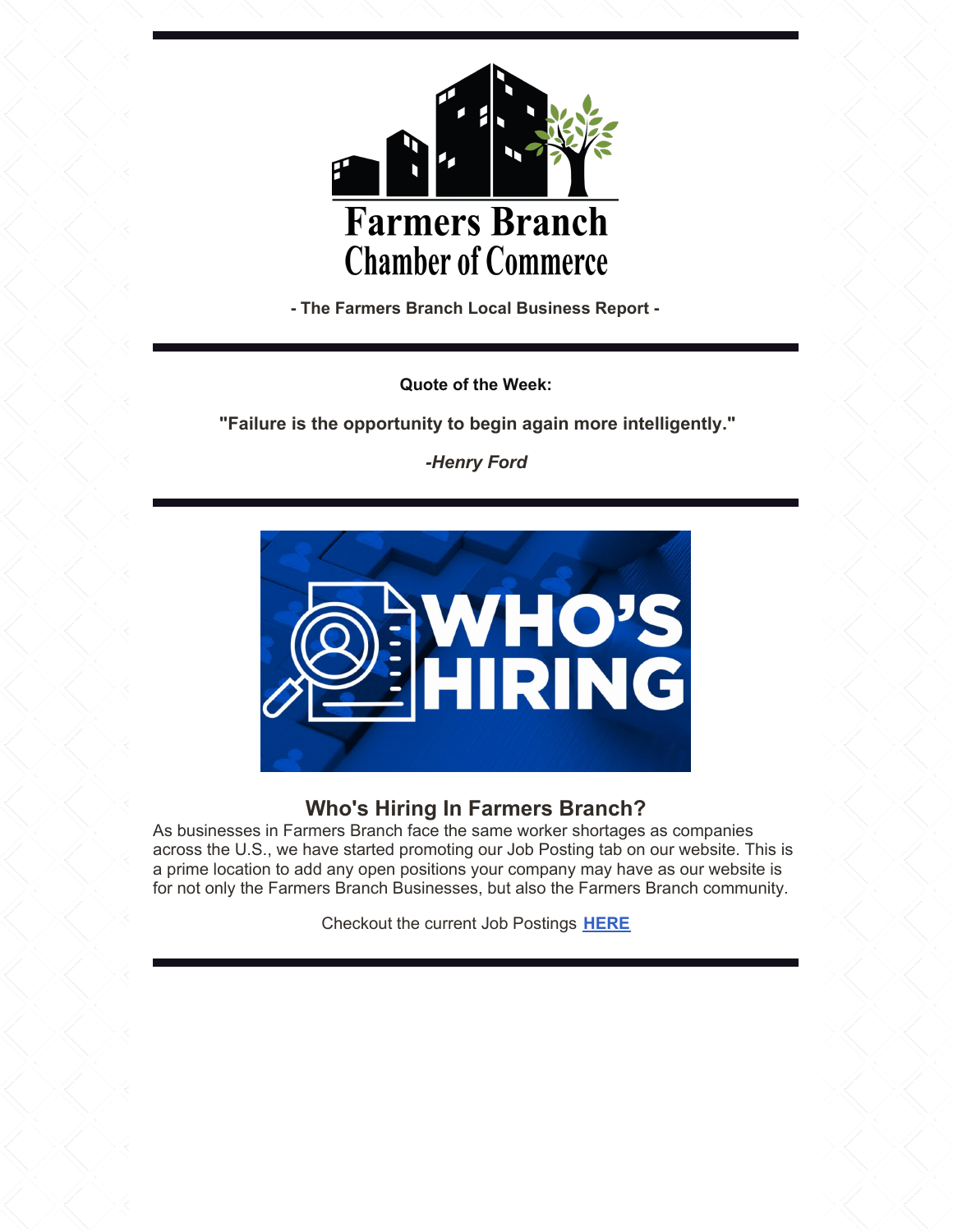# Farmers Branch Chamber of Commerce

**- The Farmers Branch Local Business Report -**

**Quote of the Week:**

**"Failure is the opportunity to begin again more intelligently."**

***-Henry Ford***

## Who's Hiring In Farmers Branch?

As businesses in Farmers Branch face the same worker shortages as companies across the U.S., we have started promoting our Job Posting tab on our website. This is a prime location to add any open positions your company may have as our website is for not only the Farmers Branch Businesses, but also the Farmers Branch community.

Checkout the current Job Postings **HERE**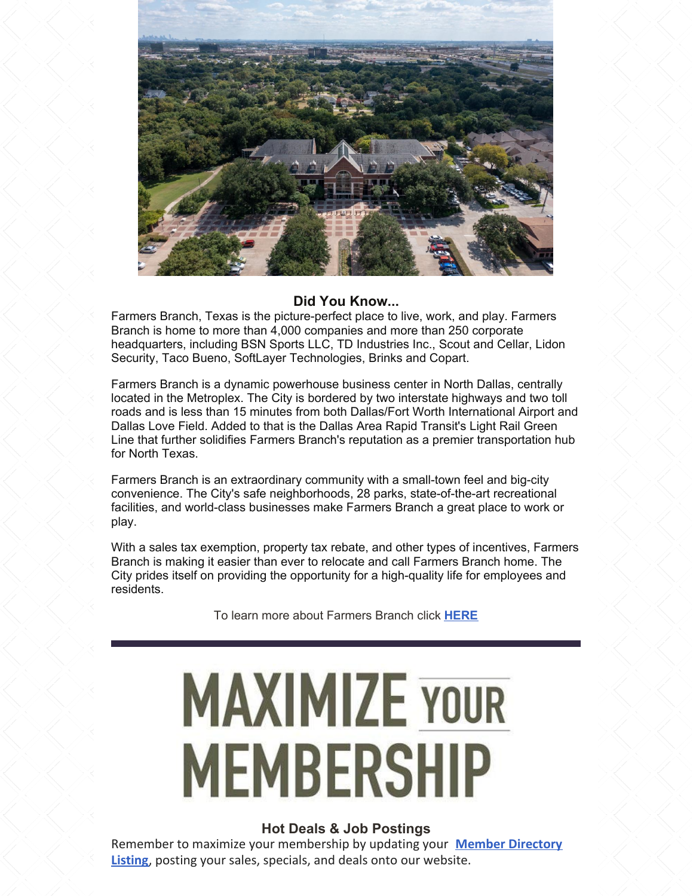### Did You Know...

Farmers Branch, Texas is the picture-perfect place to live, work, and play. Farmers Branch is home to more than 4,000 companies and more than 250 corporate headquarters, including BSN Sports LLC, TD Industries Inc., Scout and Cellar, Lidon Security, Taco Bueno, SoftLayer Technologies, Brinks and Copart.

Farmers Branch is a dynamic powerhouse business center in North Dallas, centrally located in the Metroplex. The City is bordered by two interstate highways and two toll roads and is less than 15 minutes from both Dallas/Fort Worth International Airport and Dallas Love Field. Added to that is the Dallas Area Rapid Transit's Light Rail Green Line that further solidifies Farmers Branch's reputation as a premier transportation hub for North Texas.

Farmers Branch is an extraordinary community with a small-town feel and big-city convenience. The City's safe neighborhoods, 28 parks, state-of-the-art recreational facilities, and world-class businesses make Farmers Branch a great place to work or play.

With a sales tax exemption, property tax rebate, and other types of incentives, Farmers Branch is making it easier than ever to relocate and call Farmers Branch home. The City prides itself on providing the opportunity for a high-quality life for employees and residents.

To learn more about Farmers Branch click **HERE**

---

# MAXIMIZE YOUR MEMBERSHIP

### Hot Deals & Job Postings

Remember to maximize your membership by updating your **Member Directory Listing**, posting your sales, specials, and deals onto our website.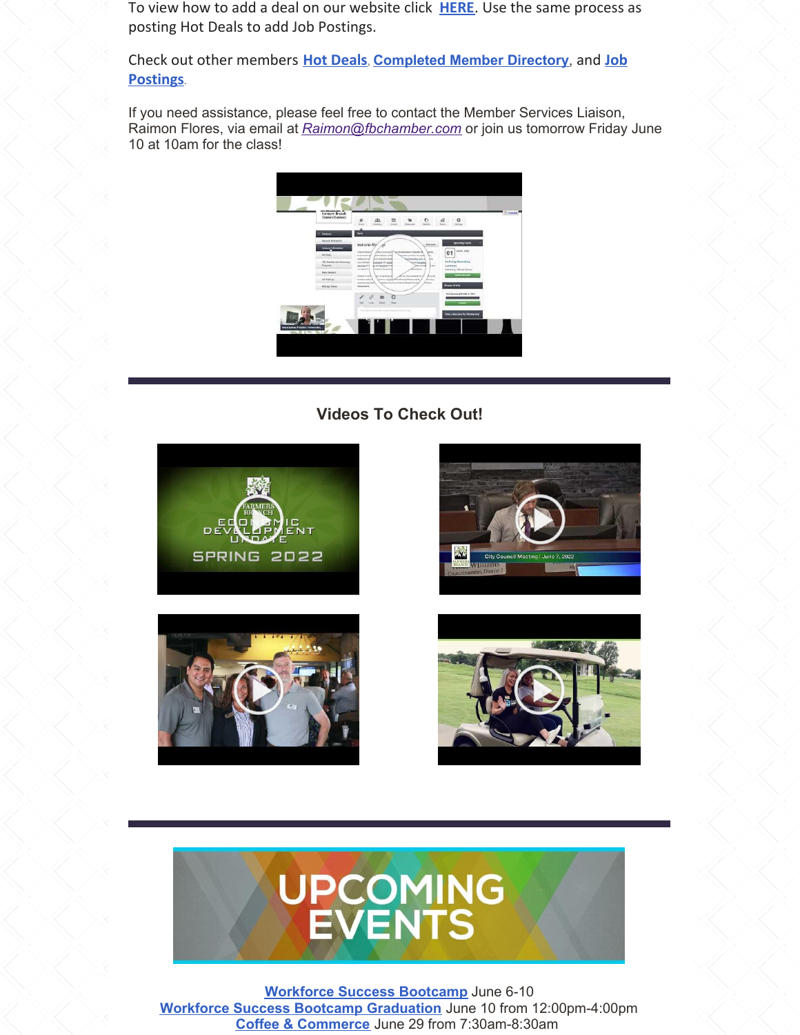To view how to add a deal on our website click **HERE**. Use the same process as posting Hot Deals to add Job Postings.

Check out other members **Hot Deals**, **Completed Member Directory**, and **Job Postings**.

If you need assistance, please feel free to contact the Member Services Liaison, Raimon Flores, via email at *Raimon@fbchamber.com* or join us tomorrow Friday June 10 at 10am for the class!

## Videos To Check Out!

# UPCOMING EVENTS

**Workforce Success Bootcamp** June 6-10
**Workforce Success Bootcamp Graduation** June 10 from 12:00pm-4:00pm
**Coffee & Commerce** June 29 from 7:30am-8:30am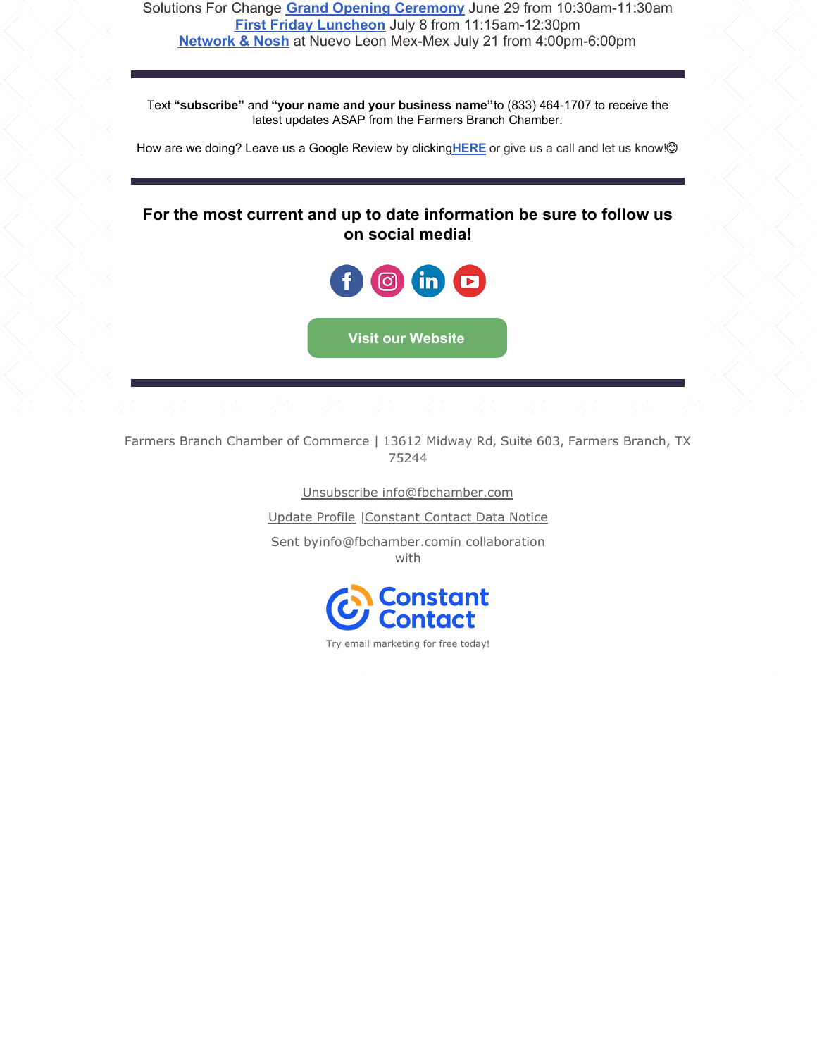Solutions For Change **Grand Opening Ceremony** June 29 from 10:30am-11:30am
**First Friday Luncheon** July 8 from 11:15am-12:30pm
**Network & Nosh** at Nuevo Leon Mex-Mex July 21 from 4:00pm-6:00pm

---

Text **"subscribe"** and **"your name and your business name"**to (833) 464-1707 to receive the latest updates ASAP from the Farmers Branch Chamber.

How are we doing? Leave us a Google Review by clicking**HERE** or give us a call and let us know!😊

---

**For the most current and up to date information be sure to follow us on social media!**

Visit our Website

---

Farmers Branch Chamber of Commerce | 13612 Midway Rd, Suite 603, Farmers Branch, TX 75244

Unsubscribe info@fbchamber.com

Update Profile |Constant Contact Data Notice

Sent byinfo@fbchamber.comin collaboration with

Constant Contact

Try email marketing for free today!